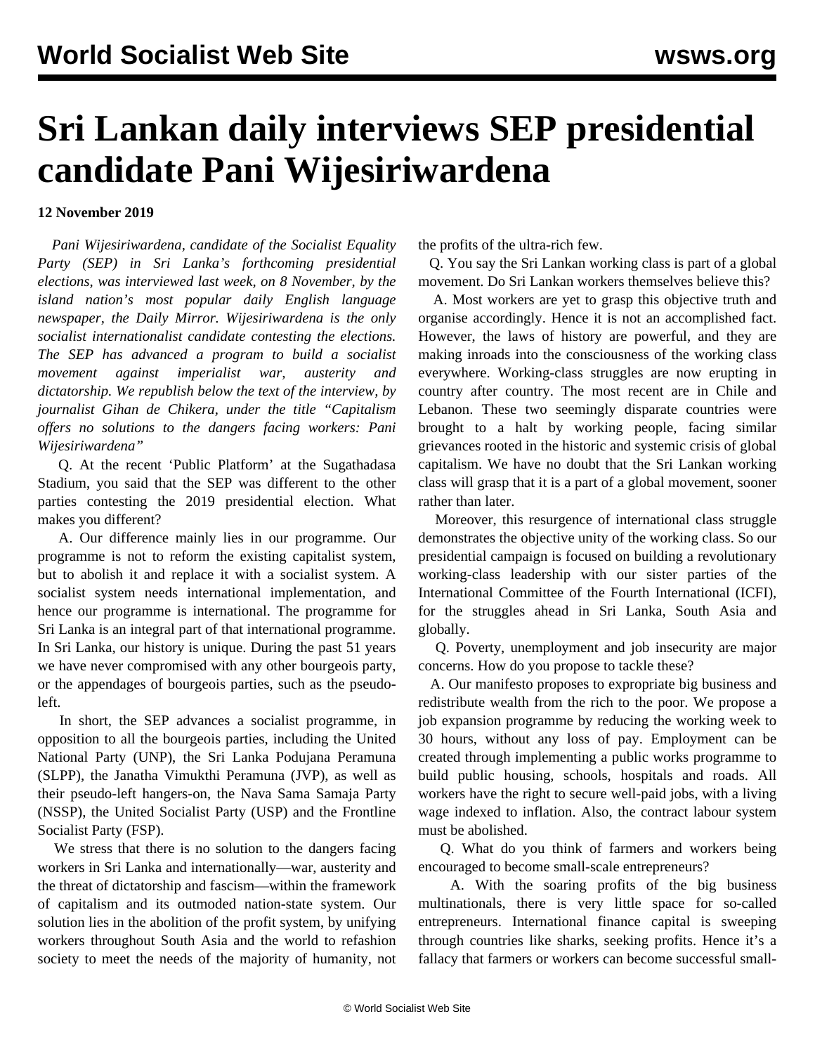# Sri Lankan daily interviews SEP presidential candidate Pani Wijesiriwardena

**12 November 2019**

*Pani Wijesiriwardena, candidate of the Socialist Equality Party (SEP) in Sri Lanka's forthcoming presidential elections, was interviewed last week, on 8 November, by the island nation's most popular daily English language newspaper, the Daily Mirror. Wijesiriwardena is the only socialist internationalist candidate contesting the elections. The SEP has advanced a program to build a socialist movement against imperialist war, austerity and dictatorship. We republish below the text of the interview, by journalist Gihan de Chikera, under the title "Capitalism offers no solutions to the dangers facing workers: Pani Wijesiriwardena"*

Q. At the recent 'Public Platform' at the Sugathadasa Stadium, you said that the SEP was different to the other parties contesting the 2019 presidential election. What makes you different?

A. Our difference mainly lies in our programme. Our programme is not to reform the existing capitalist system, but to abolish it and replace it with a socialist system. A socialist system needs international implementation, and hence our programme is international. The programme for Sri Lanka is an integral part of that international programme. In Sri Lanka, our history is unique. During the past 51 years we have never compromised with any other bourgeois party, or the appendages of bourgeois parties, such as the pseudo-left.

In short, the SEP advances a socialist programme, in opposition to all the bourgeois parties, including the United National Party (UNP), the Sri Lanka Podujana Peramuna (SLPP), the Janatha Vimukthi Peramuna (JVP), as well as their pseudo-left hangers-on, the Nava Sama Samaja Party (NSSP), the United Socialist Party (USP) and the Frontline Socialist Party (FSP).

We stress that there is no solution to the dangers facing workers in Sri Lanka and internationally—war, austerity and the threat of dictatorship and fascism—within the framework of capitalism and its outmoded nation-state system. Our solution lies in the abolition of the profit system, by unifying workers throughout South Asia and the world to refashion society to meet the needs of the majority of humanity, not the profits of the ultra-rich few.

Q. You say the Sri Lankan working class is part of a global movement. Do Sri Lankan workers themselves believe this?

A. Most workers are yet to grasp this objective truth and organise accordingly. Hence it is not an accomplished fact. However, the laws of history are powerful, and they are making inroads into the consciousness of the working class everywhere. Working-class struggles are now erupting in country after country. The most recent are in Chile and Lebanon. These two seemingly disparate countries were brought to a halt by working people, facing similar grievances rooted in the historic and systemic crisis of global capitalism. We have no doubt that the Sri Lankan working class will grasp that it is a part of a global movement, sooner rather than later.

Moreover, this resurgence of international class struggle demonstrates the objective unity of the working class. So our presidential campaign is focused on building a revolutionary working-class leadership with our sister parties of the International Committee of the Fourth International (ICFI), for the struggles ahead in Sri Lanka, South Asia and globally.

Q. Poverty, unemployment and job insecurity are major concerns. How do you propose to tackle these?

A. Our manifesto proposes to expropriate big business and redistribute wealth from the rich to the poor. We propose a job expansion programme by reducing the working week to 30 hours, without any loss of pay. Employment can be created through implementing a public works programme to build public housing, schools, hospitals and roads. All workers have the right to secure well-paid jobs, with a living wage indexed to inflation. Also, the contract labour system must be abolished.

Q. What do you think of farmers and workers being encouraged to become small-scale entrepreneurs?

A. With the soaring profits of the big business multinationals, there is very little space for so-called entrepreneurs. International finance capital is sweeping through countries like sharks, seeking profits. Hence it's a fallacy that farmers or workers can become successful small-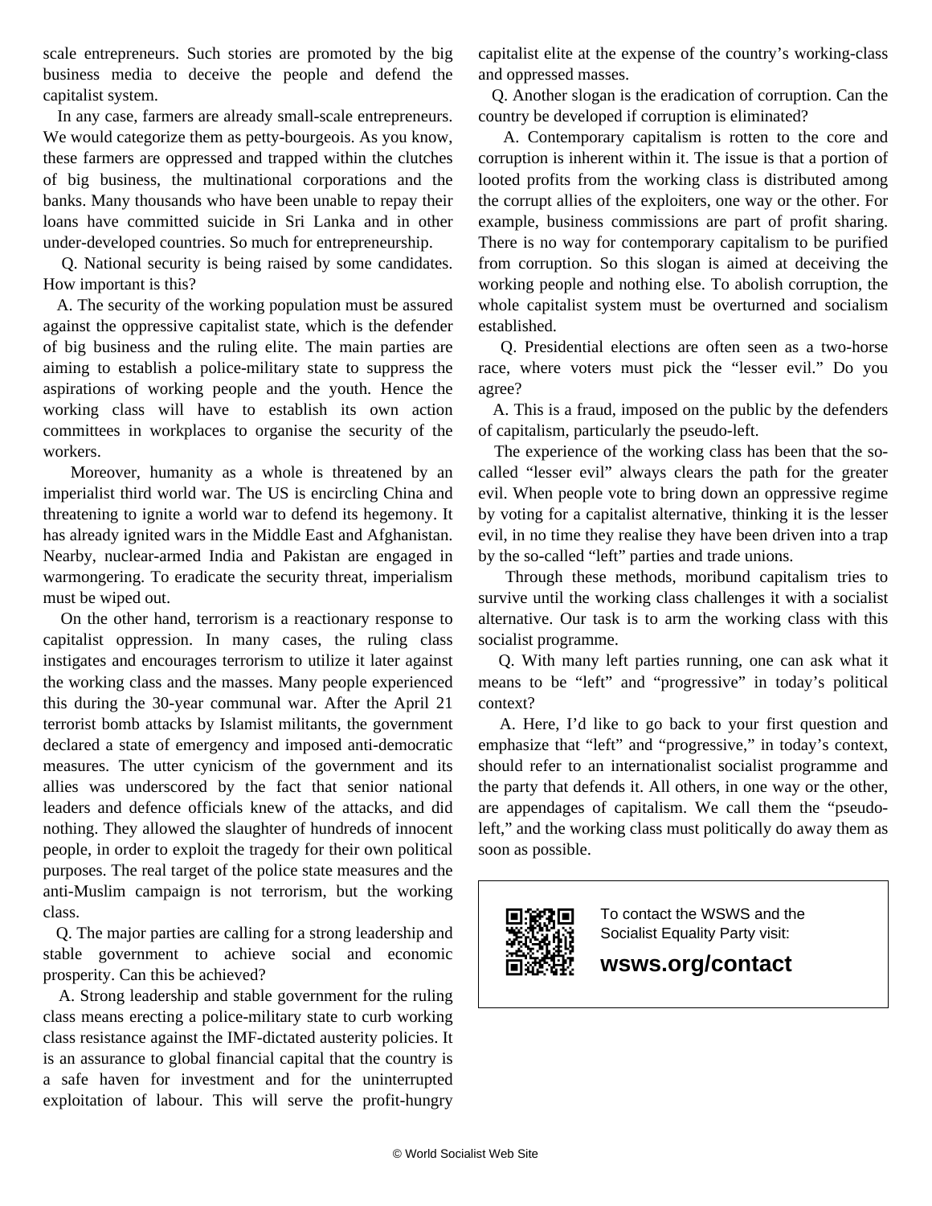scale entrepreneurs. Such stories are promoted by the big business media to deceive the people and defend the capitalist system.

In any case, farmers are already small-scale entrepreneurs. We would categorize them as petty-bourgeois. As you know, these farmers are oppressed and trapped within the clutches of big business, the multinational corporations and the banks. Many thousands who have been unable to repay their loans have committed suicide in Sri Lanka and in other under-developed countries. So much for entrepreneurship.

Q. National security is being raised by some candidates. How important is this?

A. The security of the working population must be assured against the oppressive capitalist state, which is the defender of big business and the ruling elite. The main parties are aiming to establish a police-military state to suppress the aspirations of working people and the youth. Hence the working class will have to establish its own action committees in workplaces to organise the security of the workers.

Moreover, humanity as a whole is threatened by an imperialist third world war. The US is encircling China and threatening to ignite a world war to defend its hegemony. It has already ignited wars in the Middle East and Afghanistan. Nearby, nuclear-armed India and Pakistan are engaged in warmongering. To eradicate the security threat, imperialism must be wiped out.

On the other hand, terrorism is a reactionary response to capitalist oppression. In many cases, the ruling class instigates and encourages terrorism to utilize it later against the working class and the masses. Many people experienced this during the 30-year communal war. After the April 21 terrorist bomb attacks by Islamist militants, the government declared a state of emergency and imposed anti-democratic measures. The utter cynicism of the government and its allies was underscored by the fact that senior national leaders and defence officials knew of the attacks, and did nothing. They allowed the slaughter of hundreds of innocent people, in order to exploit the tragedy for their own political purposes. The real target of the police state measures and the anti-Muslim campaign is not terrorism, but the working class.

Q. The major parties are calling for a strong leadership and stable government to achieve social and economic prosperity. Can this be achieved?

A. Strong leadership and stable government for the ruling class means erecting a police-military state to curb working class resistance against the IMF-dictated austerity policies. It is an assurance to global financial capital that the country is a safe haven for investment and for the uninterrupted exploitation of labour. This will serve the profit-hungry capitalist elite at the expense of the country's working-class and oppressed masses.

Q. Another slogan is the eradication of corruption. Can the country be developed if corruption is eliminated?

A. Contemporary capitalism is rotten to the core and corruption is inherent within it. The issue is that a portion of looted profits from the working class is distributed among the corrupt allies of the exploiters, one way or the other. For example, business commissions are part of profit sharing. There is no way for contemporary capitalism to be purified from corruption. So this slogan is aimed at deceiving the working people and nothing else. To abolish corruption, the whole capitalist system must be overturned and socialism established.

Q. Presidential elections are often seen as a two-horse race, where voters must pick the "lesser evil." Do you agree?

A. This is a fraud, imposed on the public by the defenders of capitalism, particularly the pseudo-left.

The experience of the working class has been that the so-called "lesser evil" always clears the path for the greater evil. When people vote to bring down an oppressive regime by voting for a capitalist alternative, thinking it is the lesser evil, in no time they realise they have been driven into a trap by the so-called "left" parties and trade unions.

Through these methods, moribund capitalism tries to survive until the working class challenges it with a socialist alternative. Our task is to arm the working class with this socialist programme.

Q. With many left parties running, one can ask what it means to be "left" and "progressive" in today's political context?

A. Here, I'd like to go back to your first question and emphasize that "left" and "progressive," in today's context, should refer to an internationalist socialist programme and the party that defends it. All others, in one way or the other, are appendages of capitalism. We call them the "pseudo-left," and the working class must politically do away them as soon as possible.

To contact the WSWS and the Socialist Equality Party visit:

**wsws.org/contact**